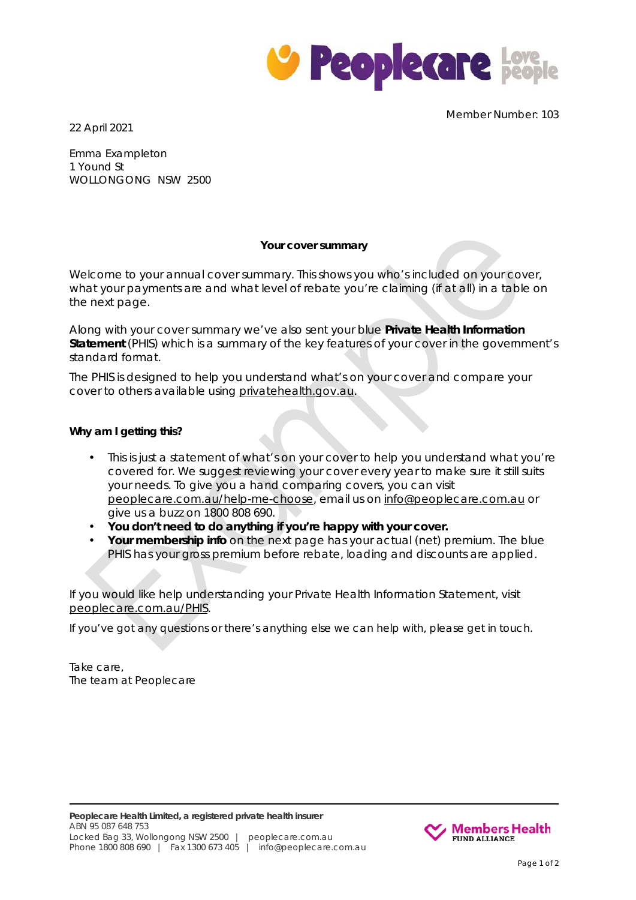Member Number: 103

22 April 2021

Emma Exampleton
1 Yound St
WOLLONGONG NSW 2500

**Your cover summary**

Welcome to your annual cover summary. This shows you who's included on your cover, what your payments are and what level of rebate you're claiming (if at all) in a table on the next page.

Along with your cover summary we've also sent your blue **Private Health Information Statement** (PHIS) which is a summary of the key features of your cover in the government's standard format.

The PHIS is designed to help you understand what's on your cover and compare your cover to others available using privatehealth.gov.au.

**Why am I getting this?**

- This is just a statement of what's on your cover to help you understand what you're covered for. We suggest reviewing your cover every year to make sure it still suits your needs. To give you a hand comparing covers, you can visit peoplecare.com.au/help-me-choose, email us on info@peoplecare.com.au or give us a buzz on 1800 808 690.
- **You don't need to do anything if you're happy with your cover.**
- **Your membership info** on the next page has your actual (net) premium. The blue PHIS has your gross premium before rebate, loading and discounts are applied.

If you would like help understanding your Private Health Information Statement, visit peoplecare.com.au/PHIS.

If you've got any questions or there's anything else we can help with, please get in touch.

Take care,
The team at Peoplecare

**Peoplecare Health Limited, a registered private health insurer**
ABN 95 087 648 753
Locked Bag 33, Wollongong NSW 2500 | peoplecare.com.au
Phone 1800 808 690 | Fax 1300 673 405 | info@peoplecare.com.au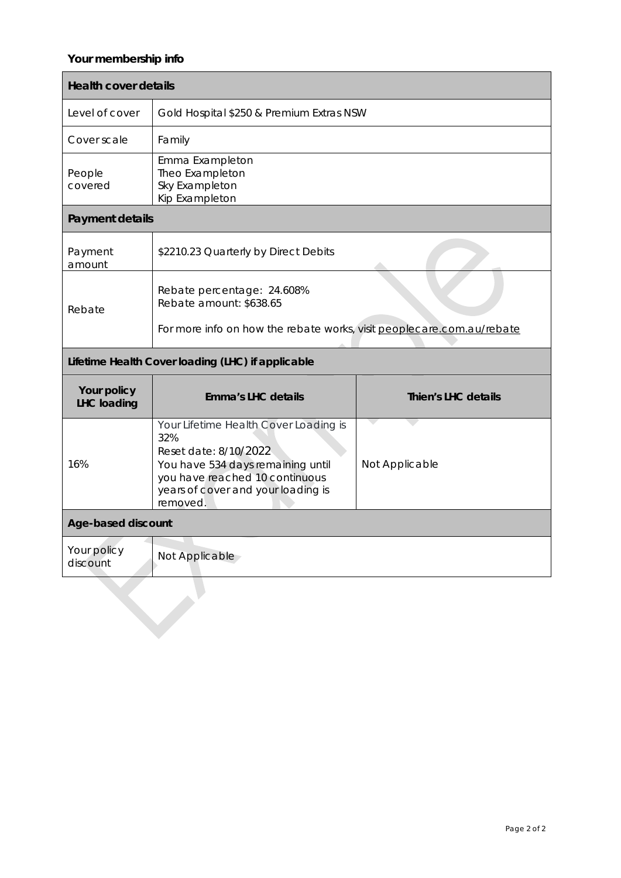**Your membership info**

| Health cover details | | |
|---|---|---|
| Level of cover | Gold Hospital $250 & Premium Extras NSW | |
| Cover scale | Family | |
| People covered | Emma Exampleton<br>Theo Exampleton<br>Sky Exampleton<br>Kip Exampleton | |
| **Payment details** | | |
| Payment amount | $2210.23 Quarterly by Direct Debits | |
| Rebate | Rebate percentage: 24.608%<br>Rebate amount: $638.65<br><br>For more info on how the rebate works, visit peoplecare.com.au/rebate | |
| **Lifetime Health Cover loading (LHC) if applicable** | | |
| **Your policy LHC loading** | **Emma's LHC details** | **Thien's LHC details** |
| 16% | Your Lifetime Health Cover Loading is 32%<br>Reset date: 8/10/2022<br>You have 534 days remaining until you have reached 10 continuous years of cover and your loading is removed. | Not Applicable |
| **Age-based discount** | | |
| Your policy discount | Not Applicable | |